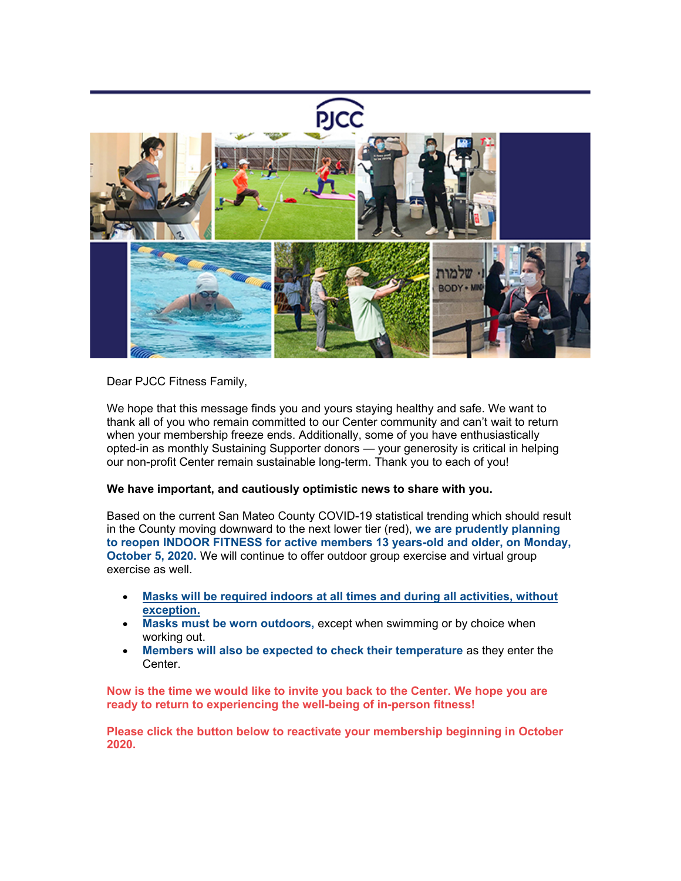PJCC

Dear PJCC Fitness Family,

We hope that this message finds you and yours staying healthy and safe. We want to thank all of you who remain committed to our Center community and can't wait to return when your membership freeze ends. Additionally, some of you have enthusiastically opted-in as monthly Sustaining Supporter donors — your generosity is critical in helping our non-profit Center remain sustainable long-term. Thank you to each of you!

**We have important, and cautiously optimistic news to share with you.**

Based on the current San Mateo County COVID-19 statistical trending which should result in the County moving downward to the next lower tier (red), **we are prudently planning to reopen INDOOR FITNESS for active members 13 years-old and older, on Monday, October 5, 2020.** We will continue to offer outdoor group exercise and virtual group exercise as well.

- **Masks will be required indoors at all times and during all activities, without exception.**
- **Masks must be worn outdoors,** except when swimming or by choice when working out.
- **Members will also be expected to check their temperature** as they enter the Center.

**Now is the time we would like to invite you back to the Center. We hope you are ready to return to experiencing the well-being of in-person fitness!**

**Please click the button below to reactivate your membership beginning in October 2020.**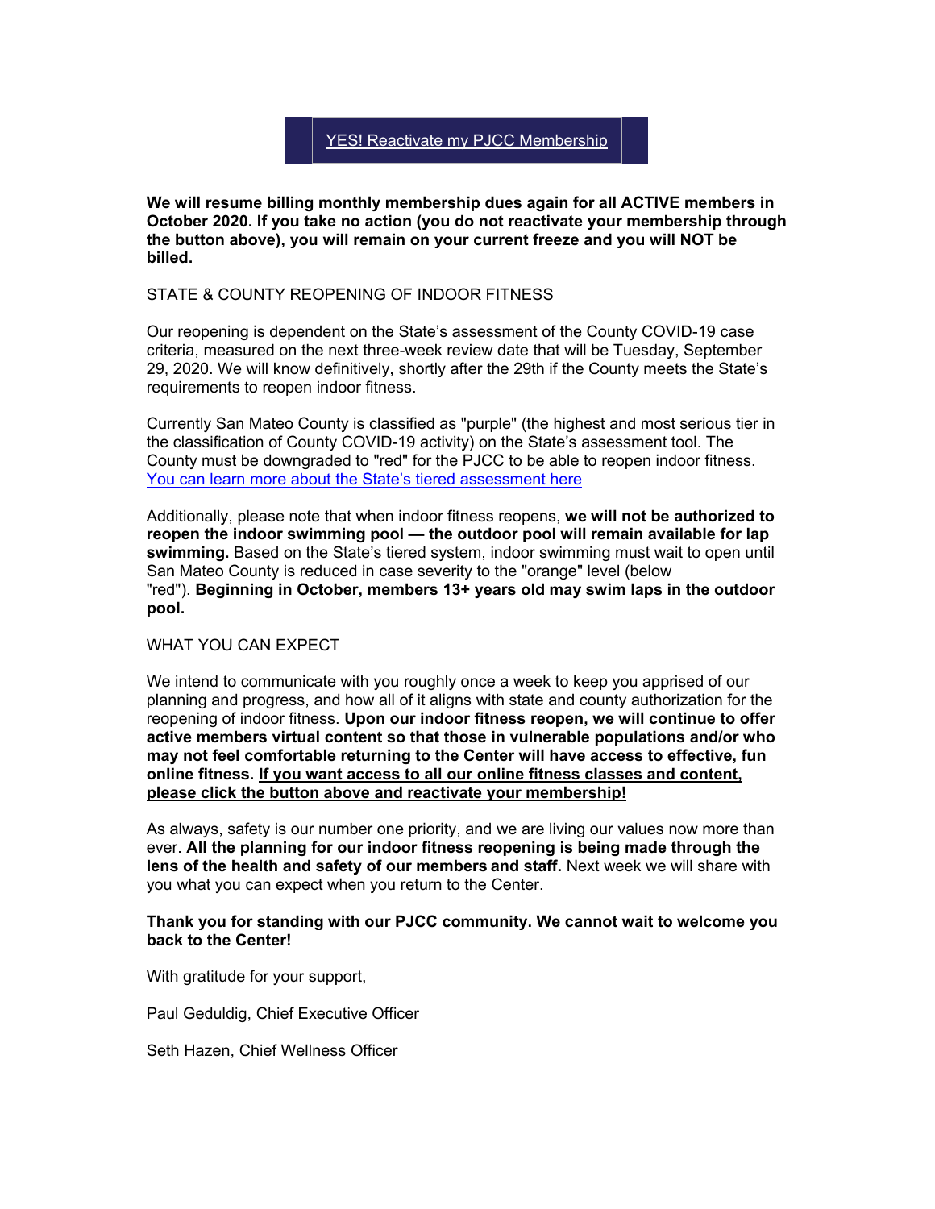[YES! Reactivate my PJCC Membership]

**We will resume billing monthly membership dues again for all ACTIVE members in October 2020. If you take no action (you do not reactivate your membership through the button above), you will remain on your current freeze and you will NOT be billed.**

STATE & COUNTY REOPENING OF INDOOR FITNESS

Our reopening is dependent on the State's assessment of the County COVID-19 case criteria, measured on the next three-week review date that will be Tuesday, September 29, 2020. We will know definitively, shortly after the 29th if the County meets the State's requirements to reopen indoor fitness.

Currently San Mateo County is classified as "purple" (the highest and most serious tier in the classification of County COVID-19 activity) on the State's assessment tool. The County must be downgraded to "red" for the PJCC to be able to reopen indoor fitness. [You can learn more about the State's tiered assessment here]

Additionally, please note that when indoor fitness reopens, **we will not be authorized to reopen the indoor swimming pool — the outdoor pool will remain available for lap swimming.** Based on the State's tiered system, indoor swimming must wait to open until San Mateo County is reduced in case severity to the "orange" level (below "red"). **Beginning in October, members 13+ years old may swim laps in the outdoor pool.**

WHAT YOU CAN EXPECT

We intend to communicate with you roughly once a week to keep you apprised of our planning and progress, and how all of it aligns with state and county authorization for the reopening of indoor fitness. **Upon our indoor fitness reopen, we will continue to offer active members virtual content so that those in vulnerable populations and/or who may not feel comfortable returning to the Center will have access to effective, fun online fitness. <u>If you want access to all our online fitness classes and content, please click the button above and reactivate your membership!</u>**

As always, safety is our number one priority, and we are living our values now more than ever. **All the planning for our indoor fitness reopening is being made through the lens of the health and safety of our members and staff.** Next week we will share with you what you can expect when you return to the Center.

**Thank you for standing with our PJCC community. We cannot wait to welcome you back to the Center!**

With gratitude for your support,

Paul Geduldig, Chief Executive Officer

Seth Hazen, Chief Wellness Officer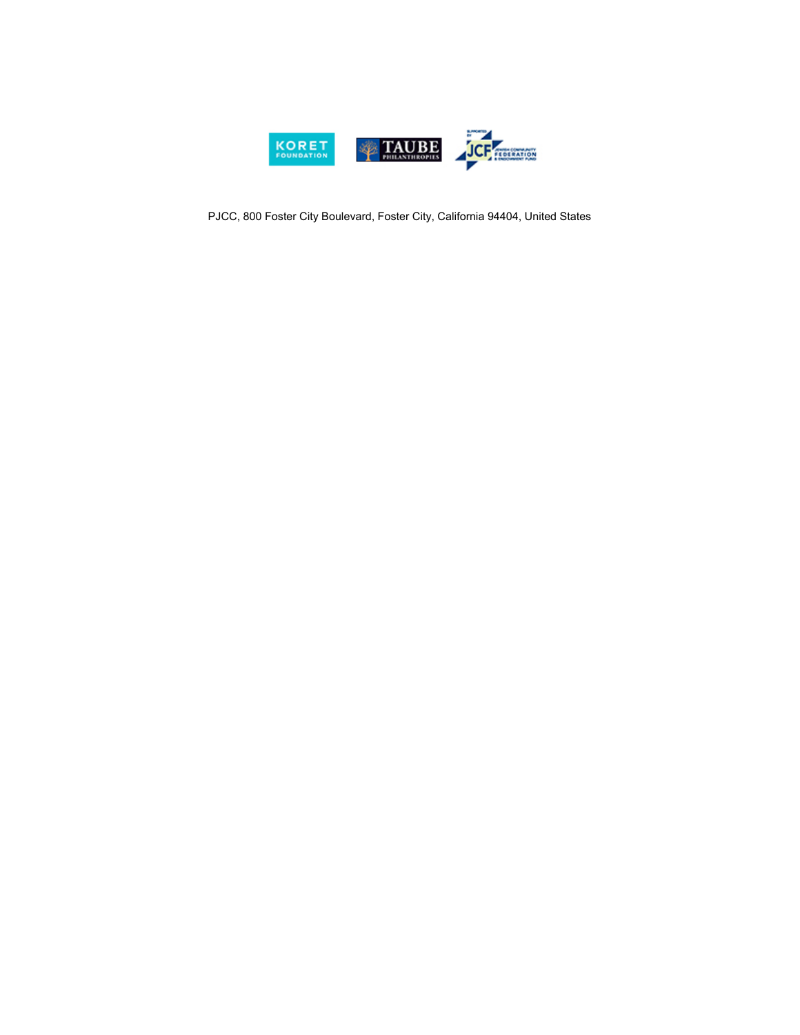KORET FOUNDATION

TAUBE PHILANTHROPIES

SUPPORTED BY JCF JEWISH COMMUNITY FEDERATION & ENDOWMENT FUND

PJCC, 800 Foster City Boulevard, Foster City, California 94404, United States